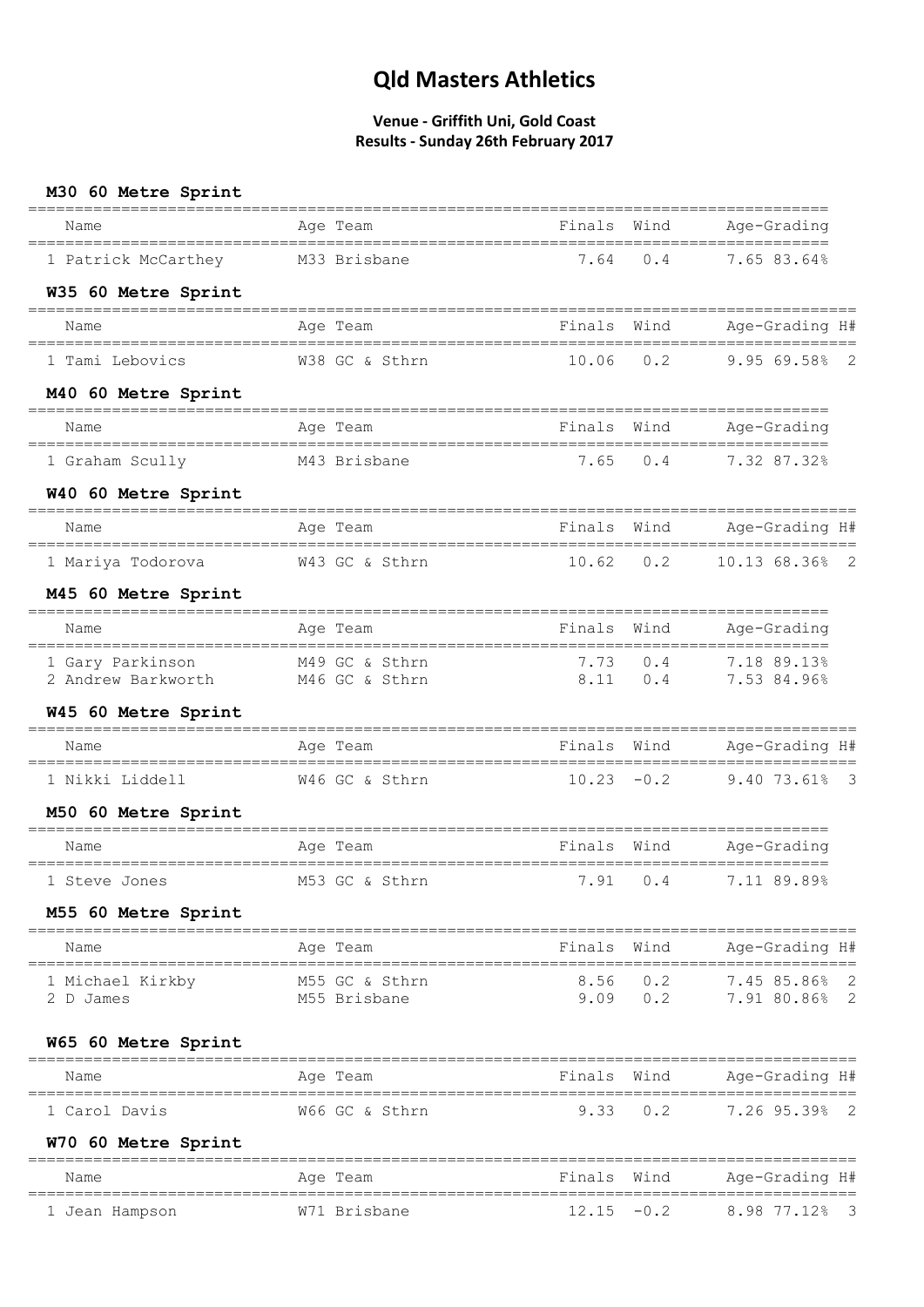# Qld Masters Athletics

**Venue - Griffith Uni, Gold Coast**
**Results - Sunday 26th February 2017**

### M30 60 Metre Sprint

| Name | Age | Team | Finals | Wind | Age-Grading | |
|---|---|---|---|---|---|---|
| 1 Patrick McCarthey | M33 | Brisbane | 7.64 | 0.4 | 7.65 | 83.64% |

### W35 60 Metre Sprint

| Name | Age | Team | Finals | Wind | Age-Grading | | H# |
|---|---|---|---|---|---|---|---|
| 1 Tami Lebovics | W38 | GC & Sthrn | 10.06 | 0.2 | 9.95 | 69.58% | 2 |

### M40 60 Metre Sprint

| Name | Age | Team | Finals | Wind | Age-Grading | |
|---|---|---|---|---|---|---|
| 1 Graham Scully | M43 | Brisbane | 7.65 | 0.4 | 7.32 | 87.32% |

### W40 60 Metre Sprint

| Name | Age | Team | Finals | Wind | Age-Grading | | H# |
|---|---|---|---|---|---|---|---|
| 1 Mariya Todorova | W43 | GC & Sthrn | 10.62 | 0.2 | 10.13 | 68.36% | 2 |

### M45 60 Metre Sprint

| Name | Age | Team | Finals | Wind | Age-Grading | |
|---|---|---|---|---|---|---|
| 1 Gary Parkinson | M49 | GC & Sthrn | 7.73 | 0.4 | 7.18 | 89.13% |
| 2 Andrew Barkworth | M46 | GC & Sthrn | 8.11 | 0.4 | 7.53 | 84.96% |

### W45 60 Metre Sprint

| Name | Age | Team | Finals | Wind | Age-Grading | | H# |
|---|---|---|---|---|---|---|---|
| 1 Nikki Liddell | W46 | GC & Sthrn | 10.23 | -0.2 | 9.40 | 73.61% | 3 |

### M50 60 Metre Sprint

| Name | Age | Team | Finals | Wind | Age-Grading | |
|---|---|---|---|---|---|---|
| 1 Steve Jones | M53 | GC & Sthrn | 7.91 | 0.4 | 7.11 | 89.89% |

### M55 60 Metre Sprint

| Name | Age | Team | Finals | Wind | Age-Grading | | H# |
|---|---|---|---|---|---|---|---|
| 1 Michael Kirkby | M55 | GC & Sthrn | 8.56 | 0.2 | 7.45 | 85.86% | 2 |
| 2 D James | M55 | Brisbane | 9.09 | 0.2 | 7.91 | 80.86% | 2 |

### W65 60 Metre Sprint

| Name | Age | Team | Finals | Wind | Age-Grading | | H# |
|---|---|---|---|---|---|---|---|
| 1 Carol Davis | W66 | GC & Sthrn | 9.33 | 0.2 | 7.26 | 95.39% | 2 |

### W70 60 Metre Sprint

| Name | Age | Team | Finals | Wind | Age-Grading | | H# |
|---|---|---|---|---|---|---|---|
| 1 Jean Hampson | W71 | Brisbane | 12.15 | -0.2 | 8.98 | 77.12% | 3 |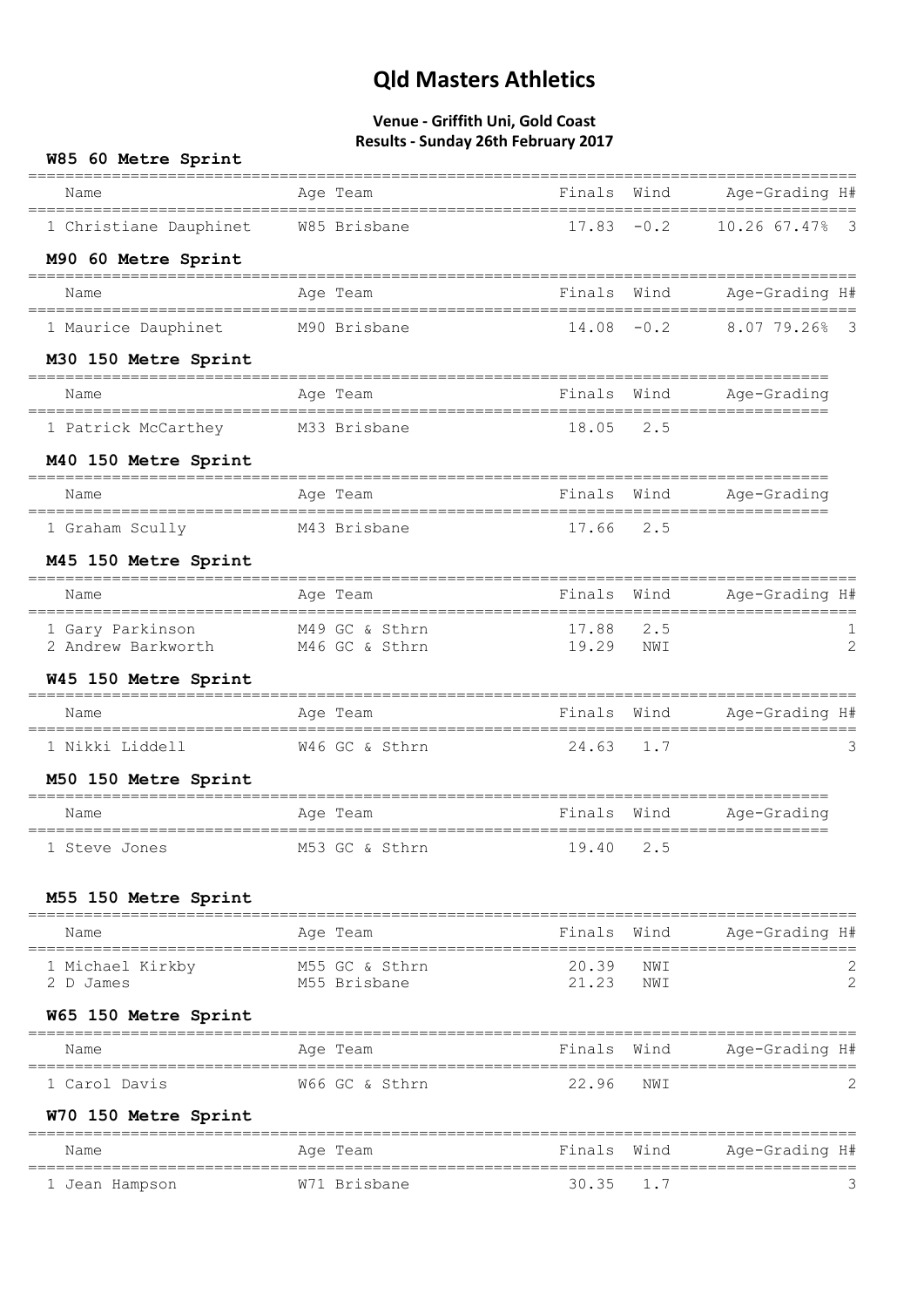# Qld Masters Athletics

**Venue - Griffith Uni, Gold Coast**
**Results - Sunday 26th February 2017**

### W85 60 Metre Sprint

| Name | Age | Team | Finals | Wind | Age-Grading | H# |
|---|---|---|---|---|---|---|
| 1 Christiane Dauphinet | W85 | Brisbane | 17.83 | -0.2 | 10.26 67.47% | 3 |

### M90 60 Metre Sprint

| Name | Age | Team | Finals | Wind | Age-Grading | H# |
|---|---|---|---|---|---|---|
| 1 Maurice Dauphinet | M90 | Brisbane | 14.08 | -0.2 | 8.07 79.26% | 3 |

### M30 150 Metre Sprint

| Name | Age | Team | Finals | Wind | Age-Grading |
|---|---|---|---|---|---|
| 1 Patrick McCarthey | M33 | Brisbane | 18.05 | 2.5 | |

### M40 150 Metre Sprint

| Name | Age | Team | Finals | Wind | Age-Grading |
|---|---|---|---|---|---|
| 1 Graham Scully | M43 | Brisbane | 17.66 | 2.5 | |

### M45 150 Metre Sprint

| Name | Age | Team | Finals | Wind | Age-Grading | H# |
|---|---|---|---|---|---|---|
| 1 Gary Parkinson | M49 | GC & Sthrn | 17.88 | 2.5 | | 1 |
| 2 Andrew Barkworth | M46 | GC & Sthrn | 19.29 | NWI | | 2 |

### W45 150 Metre Sprint

| Name | Age | Team | Finals | Wind | Age-Grading | H# |
|---|---|---|---|---|---|---|
| 1 Nikki Liddell | W46 | GC & Sthrn | 24.63 | 1.7 | | 3 |

### M50 150 Metre Sprint

| Name | Age | Team | Finals | Wind | Age-Grading |
|---|---|---|---|---|---|
| 1 Steve Jones | M53 | GC & Sthrn | 19.40 | 2.5 | |

### M55 150 Metre Sprint

| Name | Age | Team | Finals | Wind | Age-Grading | H# |
|---|---|---|---|---|---|---|
| 1 Michael Kirkby | M55 | GC & Sthrn | 20.39 | NWI | | 2 |
| 2 D James | M55 | Brisbane | 21.23 | NWI | | 2 |

### W65 150 Metre Sprint

| Name | Age | Team | Finals | Wind | Age-Grading | H# |
|---|---|---|---|---|---|---|
| 1 Carol Davis | W66 | GC & Sthrn | 22.96 | NWI | | 2 |

### W70 150 Metre Sprint

| Name | Age | Team | Finals | Wind | Age-Grading | H# |
|---|---|---|---|---|---|---|
| 1 Jean Hampson | W71 | Brisbane | 30.35 | 1.7 | | 3 |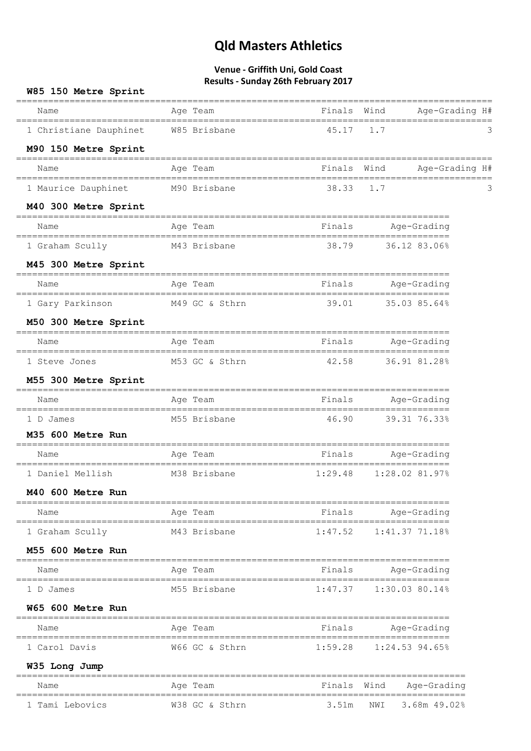# Qld Masters Athletics

**Venue - Griffith Uni, Gold Coast**
**Results - Sunday 26th February 2017**

### W85 150 Metre Sprint

| Name | Age Team | Finals | Wind | Age-Grading | H# |
|---|---|---|---|---|---|
| 1 Christiane Dauphinet | W85 Brisbane | 45.17 | 1.7 | | 3 |

### M90 150 Metre Sprint

| Name | Age Team | Finals | Wind | Age-Grading | H# |
|---|---|---|---|---|---|
| 1 Maurice Dauphinet | M90 Brisbane | 38.33 | 1.7 | | 3 |

### M40 300 Metre Sprint

| Name | Age Team | Finals | Age-Grading |
|---|---|---|---|
| 1 Graham Scully | M43 Brisbane | 38.79 | 36.12 83.06% |

### M45 300 Metre Sprint

| Name | Age Team | Finals | Age-Grading |
|---|---|---|---|
| 1 Gary Parkinson | M49 GC & Sthrn | 39.01 | 35.03 85.64% |

### M50 300 Metre Sprint

| Name | Age Team | Finals | Age-Grading |
|---|---|---|---|
| 1 Steve Jones | M53 GC & Sthrn | 42.58 | 36.91 81.28% |

### M55 300 Metre Sprint

| Name | Age Team | Finals | Age-Grading |
|---|---|---|---|
| 1 D James | M55 Brisbane | 46.90 | 39.31 76.33% |

### M35 600 Metre Run

| Name | Age Team | Finals | Age-Grading |
|---|---|---|---|
| 1 Daniel Mellish | M38 Brisbane | 1:29.48 | 1:28.02 81.97% |

### M40 600 Metre Run

| Name | Age Team | Finals | Age-Grading |
|---|---|---|---|
| 1 Graham Scully | M43 Brisbane | 1:47.52 | 1:41.37 71.18% |

### M55 600 Metre Run

| Name | Age Team | Finals | Age-Grading |
|---|---|---|---|
| 1 D James | M55 Brisbane | 1:47.37 | 1:30.03 80.14% |

### W65 600 Metre Run

| Name | Age Team | Finals | Age-Grading |
|---|---|---|---|
| 1 Carol Davis | W66 GC & Sthrn | 1:59.28 | 1:24.53 94.65% |

### W35 Long Jump

| Name | Age Team | Finals | Wind | Age-Grading |
|---|---|---|---|---|
| 1 Tami Lebovics | W38 GC & Sthrn | 3.51m | NWI | 3.68m 49.02% |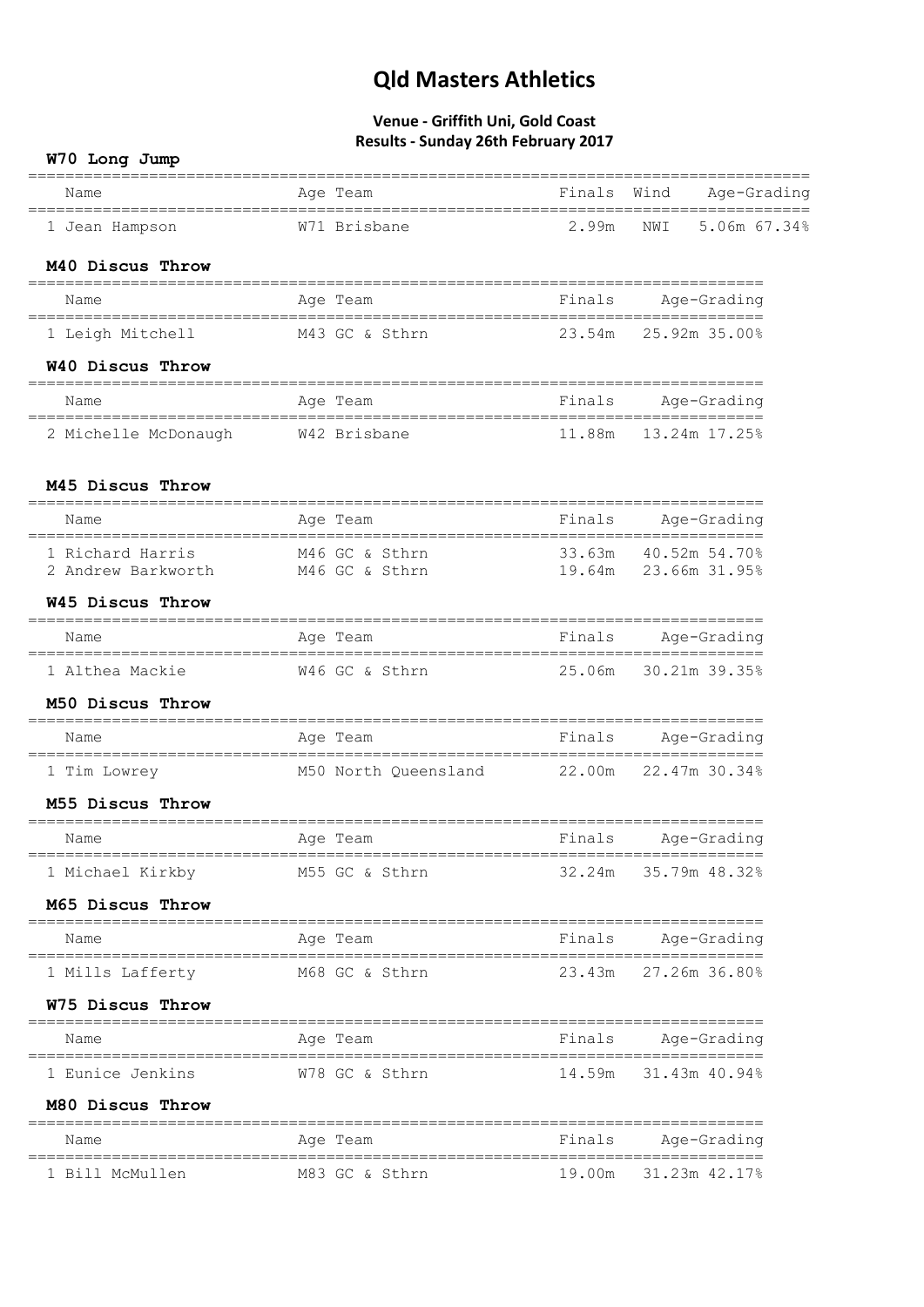# Qld Masters Athletics

**Venue - Griffith Uni, Gold Coast**
**Results - Sunday 26th February 2017**

### W70 Long Jump

| Name | Age | Team | Finals | Wind | Age-Grading |
|---|---|---|---|---|---|
| 1 Jean Hampson | W71 | Brisbane | 2.99m | NWI | 5.06m 67.34% |

### M40 Discus Throw

| Name | Age | Team | Finals | Age-Grading |
|---|---|---|---|---|
| 1 Leigh Mitchell | M43 | GC & Sthrn | 23.54m | 25.92m 35.00% |

### W40 Discus Throw

| Name | Age | Team | Finals | Age-Grading |
|---|---|---|---|---|
| 2 Michelle McDonaugh | W42 | Brisbane | 11.88m | 13.24m 17.25% |

### M45 Discus Throw

| Name | Age | Team | Finals | Age-Grading |
|---|---|---|---|---|
| 1 Richard Harris | M46 | GC & Sthrn | 33.63m | 40.52m 54.70% |
| 2 Andrew Barkworth | M46 | GC & Sthrn | 19.64m | 23.66m 31.95% |

### W45 Discus Throw

| Name | Age | Team | Finals | Age-Grading |
|---|---|---|---|---|
| 1 Althea Mackie | W46 | GC & Sthrn | 25.06m | 30.21m 39.35% |

### M50 Discus Throw

| Name | Age | Team | Finals | Age-Grading |
|---|---|---|---|---|
| 1 Tim Lowrey | M50 | North Queensland | 22.00m | 22.47m 30.34% |

### M55 Discus Throw

| Name | Age | Team | Finals | Age-Grading |
|---|---|---|---|---|
| 1 Michael Kirkby | M55 | GC & Sthrn | 32.24m | 35.79m 48.32% |

### M65 Discus Throw

| Name | Age | Team | Finals | Age-Grading |
|---|---|---|---|---|
| 1 Mills Lafferty | M68 | GC & Sthrn | 23.43m | 27.26m 36.80% |

### W75 Discus Throw

| Name | Age | Team | Finals | Age-Grading |
|---|---|---|---|---|
| 1 Eunice Jenkins | W78 | GC & Sthrn | 14.59m | 31.43m 40.94% |

### M80 Discus Throw

| Name | Age | Team | Finals | Age-Grading |
|---|---|---|---|---|
| 1 Bill McMullen | M83 | GC & Sthrn | 19.00m | 31.23m 42.17% |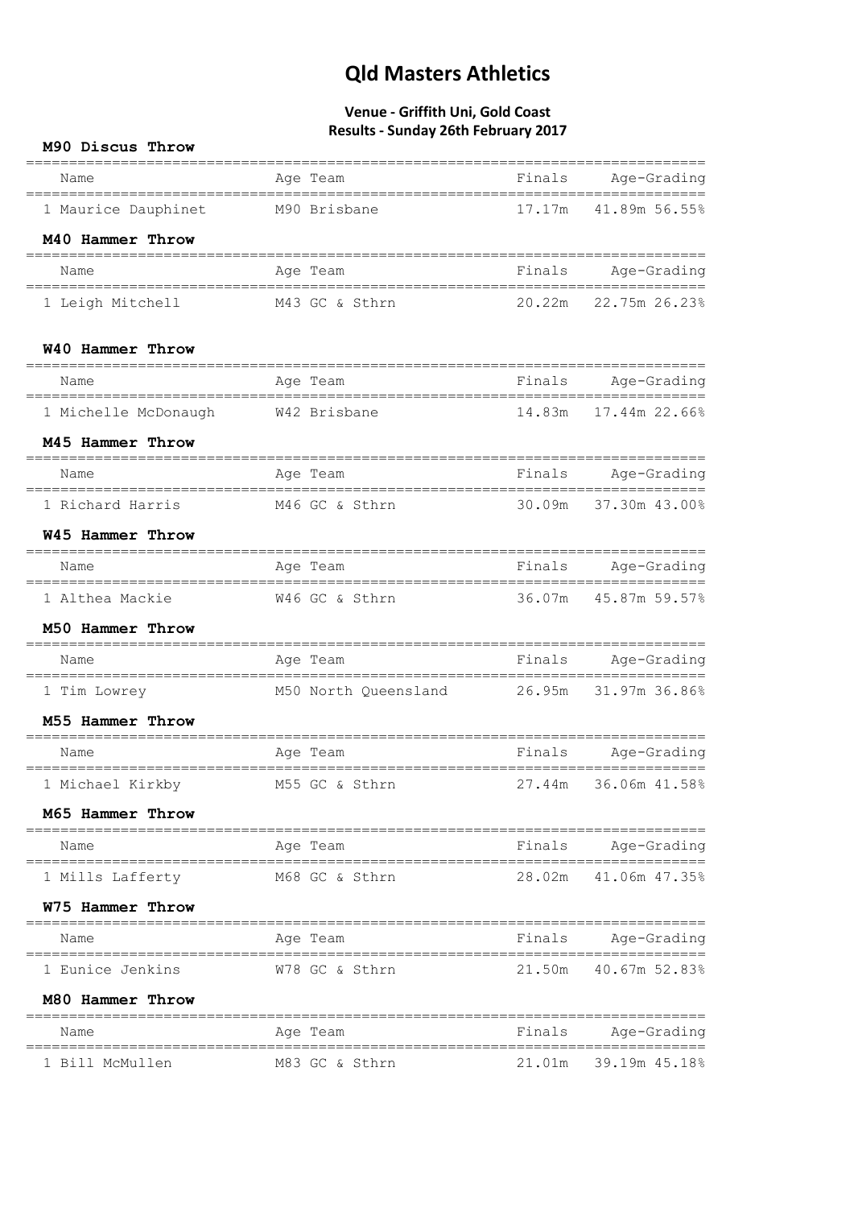# Qld Masters Athletics

**Venue - Griffith Uni, Gold Coast**
**Results - Sunday 26th February 2017**

### M90 Discus Throw

| Name | Age | Team | Finals | Age-Grading |
|---|---|---|---|---|
| 1 Maurice Dauphinet | M90 | Brisbane | 17.17m | 41.89m 56.55% |

### M40 Hammer Throw

| Name | Age | Team | Finals | Age-Grading |
|---|---|---|---|---|
| 1 Leigh Mitchell | M43 | GC & Sthrn | 20.22m | 22.75m 26.23% |

### W40 Hammer Throw

| Name | Age | Team | Finals | Age-Grading |
|---|---|---|---|---|
| 1 Michelle McDonaugh | W42 | Brisbane | 14.83m | 17.44m 22.66% |

### M45 Hammer Throw

| Name | Age | Team | Finals | Age-Grading |
|---|---|---|---|---|
| 1 Richard Harris | M46 | GC & Sthrn | 30.09m | 37.30m 43.00% |

### W45 Hammer Throw

| Name | Age | Team | Finals | Age-Grading |
|---|---|---|---|---|
| 1 Althea Mackie | W46 | GC & Sthrn | 36.07m | 45.87m 59.57% |

### M50 Hammer Throw

| Name | Age | Team | Finals | Age-Grading |
|---|---|---|---|---|
| 1 Tim Lowrey | M50 | North Queensland | 26.95m | 31.97m 36.86% |

### M55 Hammer Throw

| Name | Age | Team | Finals | Age-Grading |
|---|---|---|---|---|
| 1 Michael Kirkby | M55 | GC & Sthrn | 27.44m | 36.06m 41.58% |

### M65 Hammer Throw

| Name | Age | Team | Finals | Age-Grading |
|---|---|---|---|---|
| 1 Mills Lafferty | M68 | GC & Sthrn | 28.02m | 41.06m 47.35% |

### W75 Hammer Throw

| Name | Age | Team | Finals | Age-Grading |
|---|---|---|---|---|
| 1 Eunice Jenkins | W78 | GC & Sthrn | 21.50m | 40.67m 52.83% |

### M80 Hammer Throw

| Name | Age | Team | Finals | Age-Grading |
|---|---|---|---|---|
| 1 Bill McMullen | M83 | GC & Sthrn | 21.01m | 39.19m 45.18% |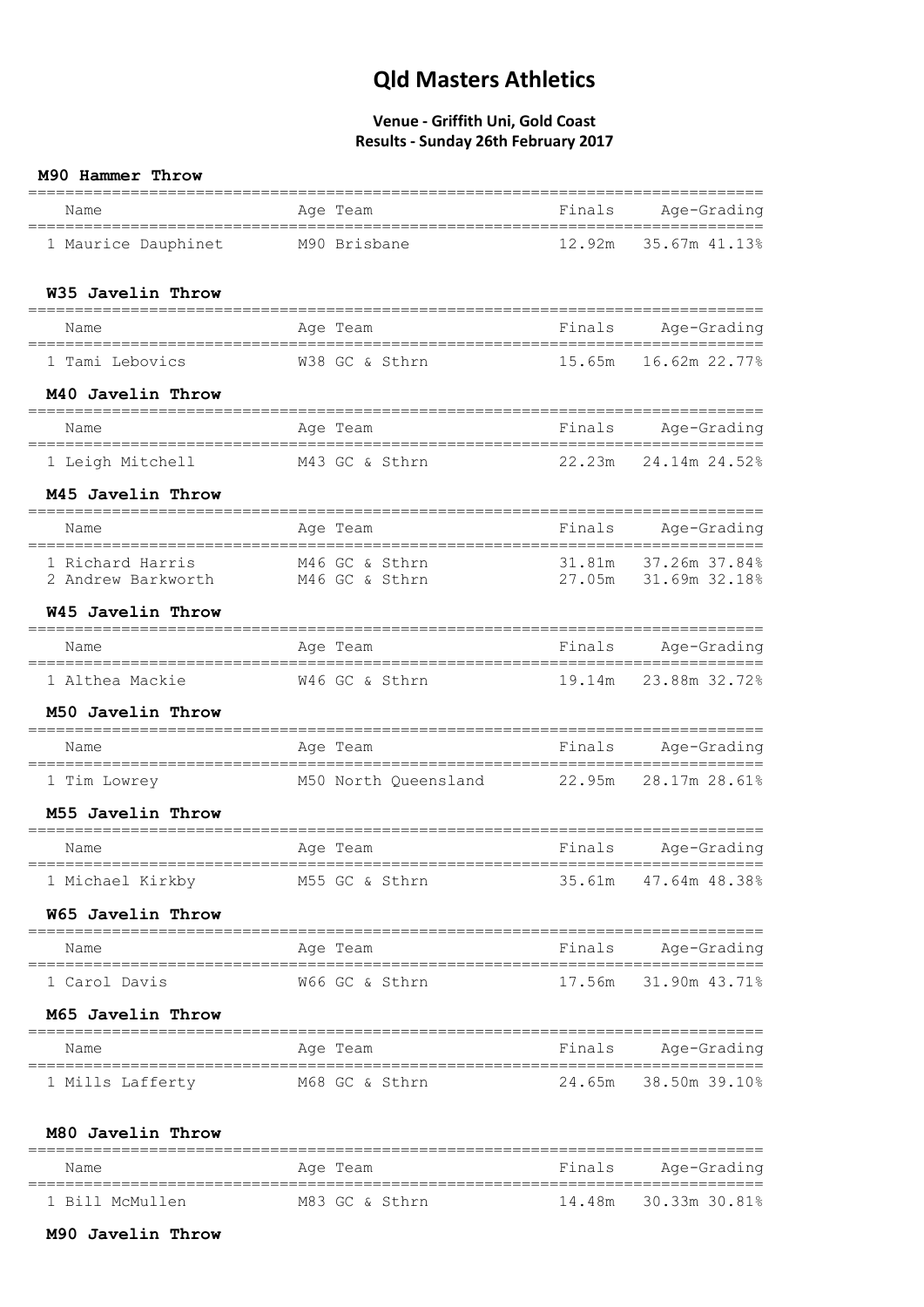# Qld Masters Athletics

**Venue - Griffith Uni, Gold Coast**
**Results - Sunday 26th February 2017**

### M90 Hammer Throw

| Name | Age | Team | Finals | Age-Grading |
|---|---|---|---|---|
| 1 Maurice Dauphinet | M90 | Brisbane | 12.92m | 35.67m 41.13% |

### W35 Javelin Throw

| Name | Age | Team | Finals | Age-Grading |
|---|---|---|---|---|
| 1 Tami Lebovics | W38 | GC & Sthrn | 15.65m | 16.62m 22.77% |

### M40 Javelin Throw

| Name | Age | Team | Finals | Age-Grading |
|---|---|---|---|---|
| 1 Leigh Mitchell | M43 | GC & Sthrn | 22.23m | 24.14m 24.52% |

### M45 Javelin Throw

| Name | Age | Team | Finals | Age-Grading |
|---|---|---|---|---|
| 1 Richard Harris | M46 | GC & Sthrn | 31.81m | 37.26m 37.84% |
| 2 Andrew Barkworth | M46 | GC & Sthrn | 27.05m | 31.69m 32.18% |

### W45 Javelin Throw

| Name | Age | Team | Finals | Age-Grading |
|---|---|---|---|---|
| 1 Althea Mackie | W46 | GC & Sthrn | 19.14m | 23.88m 32.72% |

### M50 Javelin Throw

| Name | Age | Team | Finals | Age-Grading |
|---|---|---|---|---|
| 1 Tim Lowrey | M50 | North Queensland | 22.95m | 28.17m 28.61% |

### M55 Javelin Throw

| Name | Age | Team | Finals | Age-Grading |
|---|---|---|---|---|
| 1 Michael Kirkby | M55 | GC & Sthrn | 35.61m | 47.64m 48.38% |

### W65 Javelin Throw

| Name | Age | Team | Finals | Age-Grading |
|---|---|---|---|---|
| 1 Carol Davis | W66 | GC & Sthrn | 17.56m | 31.90m 43.71% |

### M65 Javelin Throw

| Name | Age | Team | Finals | Age-Grading |
|---|---|---|---|---|
| 1 Mills Lafferty | M68 | GC & Sthrn | 24.65m | 38.50m 39.10% |

### M80 Javelin Throw

| Name | Age | Team | Finals | Age-Grading |
|---|---|---|---|---|
| 1 Bill McMullen | M83 | GC & Sthrn | 14.48m | 30.33m 30.81% |

### M90 Javelin Throw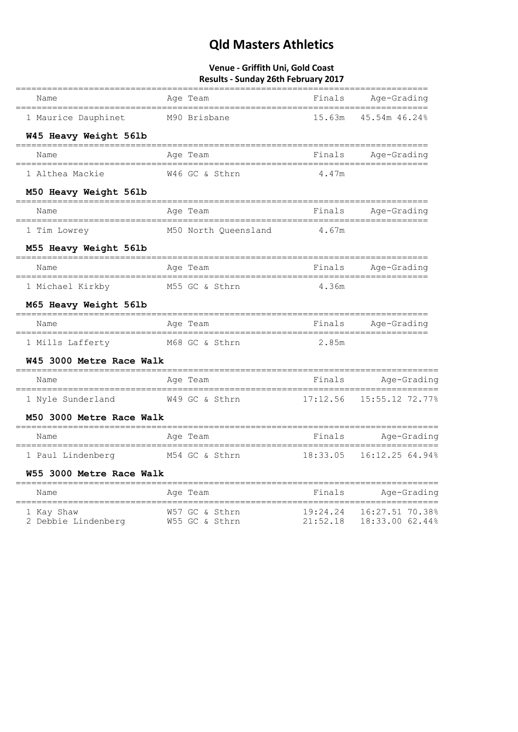# Qld Masters Athletics

**Venue - Griffith Uni, Gold Coast**
**Results - Sunday 26th February 2017**

| Name | Age | Team | Finals | Age-Grading |
| --- | --- | --- | --- | --- |
| 1 Maurice Dauphinet | M90 | Brisbane | 15.63m | 45.54m 46.24% |

### W45 Heavy Weight 56lb

| Name | Age | Team | Finals | Age-Grading |
| --- | --- | --- | --- | --- |
| 1 Althea Mackie | W46 | GC & Sthrn | 4.47m | |

### M50 Heavy Weight 56lb

| Name | Age | Team | Finals | Age-Grading |
| --- | --- | --- | --- | --- |
| 1 Tim Lowrey | M50 | North Queensland | 4.67m | |

### M55 Heavy Weight 56lb

| Name | Age | Team | Finals | Age-Grading |
| --- | --- | --- | --- | --- |
| 1 Michael Kirkby | M55 | GC & Sthrn | 4.36m | |

### M65 Heavy Weight 56lb

| Name | Age | Team | Finals | Age-Grading |
| --- | --- | --- | --- | --- |
| 1 Mills Lafferty | M68 | GC & Sthrn | 2.85m | |

### W45 3000 Metre Race Walk

| Name | Age | Team | Finals | Age-Grading |
| --- | --- | --- | --- | --- |
| 1 Nyle Sunderland | W49 | GC & Sthrn | 17:12.56 | 15:55.12 72.77% |

### M50 3000 Metre Race Walk

| Name | Age | Team | Finals | Age-Grading |
| --- | --- | --- | --- | --- |
| 1 Paul Lindenberg | M54 | GC & Sthrn | 18:33.05 | 16:12.25 64.94% |

### W55 3000 Metre Race Walk

| Name | Age | Team | Finals | Age-Grading |
| --- | --- | --- | --- | --- |
| 1 Kay Shaw | W57 | GC & Sthrn | 19:24.24 | 16:27.51 70.38% |
| 2 Debbie Lindenberg | W55 | GC & Sthrn | 21:52.18 | 18:33.00 62.44% |